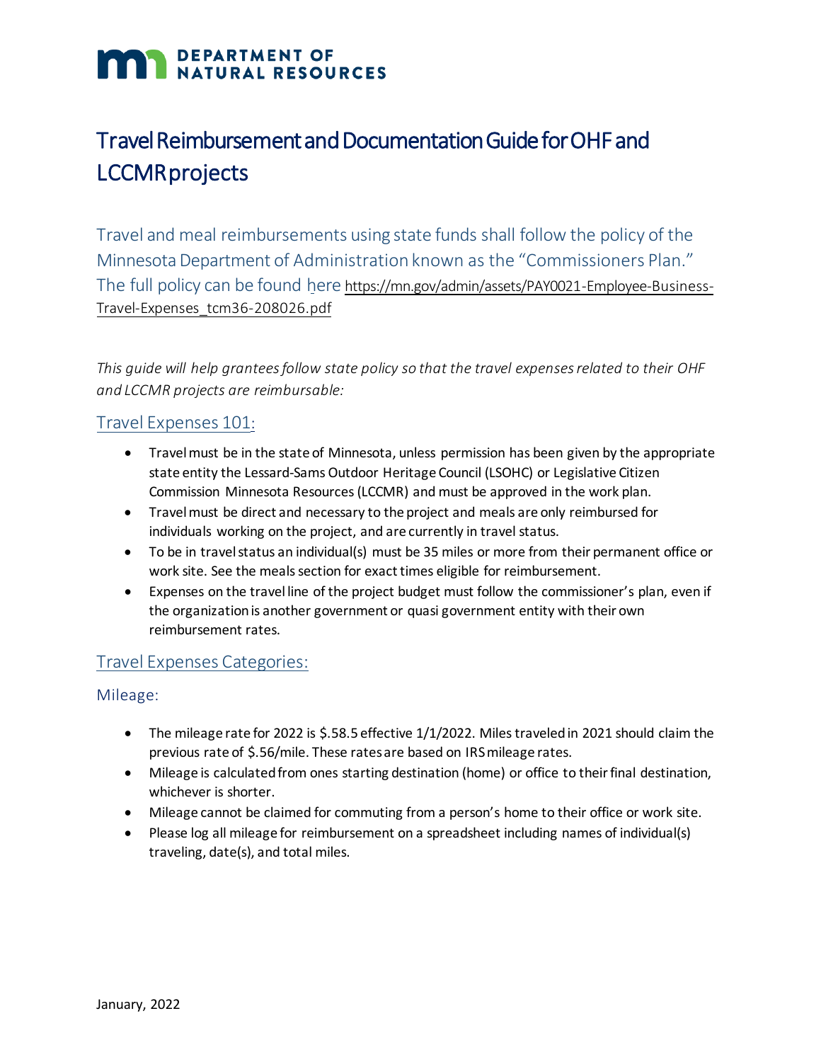# DEPARTMENT OF NATURAL RESOURCES

# Travel Reimbursement and Documentation Guide for OHF and LCCMR projects

Travel and meal reimbursements using state funds shall follow the policy of the Minnesota Department of Administration known as the "Commissioners Plan." The full policy can be found here https://mn.gov/admin/assets/PAY0021-Employee-Business-Travel-Expenses_tcm36-208026.pdf

*This guide will help grantees follow state policy so that the travel expenses related to their OHF and LCCMR projects are reimbursable:*

## Travel Expenses 101:

- Travel must be in the state of Minnesota, unless permission has been given by the appropriate state entity the Lessard-Sams Outdoor Heritage Council (LSOHC) or Legislative Citizen Commission Minnesota Resources (LCCMR) and must be approved in the work plan.
- Travel must be direct and necessary to the project and meals are only reimbursed for individuals working on the project, and are currently in travel status.
- To be in travel status an individual(s) must be 35 miles or more from their permanent office or work site. See the meals section for exact times eligible for reimbursement.
- Expenses on the travel line of the project budget must follow the commissioner's plan, even if the organization is another government or quasi government entity with their own reimbursement rates.

## Travel Expenses Categories:

### Mileage:

- The mileage rate for 2022 is $.58.5 effective 1/1/2022. Miles traveled in 2021 should claim the previous rate of $.56/mile. These rates are based on IRS mileage rates.
- Mileage is calculated from ones starting destination (home) or office to their final destination, whichever is shorter.
- Mileage cannot be claimed for commuting from a person's home to their office or work site.
- Please log all mileage for reimbursement on a spreadsheet including names of individual(s) traveling, date(s), and total miles.

January, 2022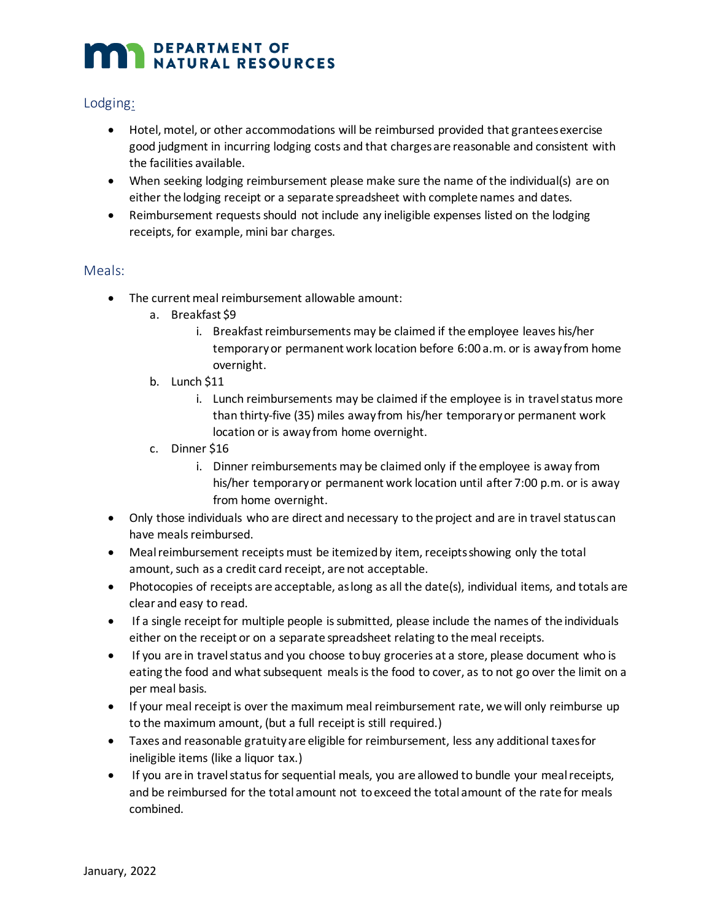## Lodging:

- Hotel, motel, or other accommodations will be reimbursed provided that grantees exercise good judgment in incurring lodging costs and that charges are reasonable and consistent with the facilities available.
- When seeking lodging reimbursement please make sure the name of the individual(s) are on either the lodging receipt or a separate spreadsheet with complete names and dates.
- Reimbursement requests should not include any ineligible expenses listed on the lodging receipts, for example, mini bar charges.

## Meals:

- The current meal reimbursement allowable amount:
  a. Breakfast $9
     i. Breakfast reimbursements may be claimed if the employee leaves his/her temporary or permanent work location before 6:00 a.m. or is away from home overnight.
  b. Lunch $11
     i. Lunch reimbursements may be claimed if the employee is in travel status more than thirty-five (35) miles away from his/her temporary or permanent work location or is away from home overnight.
  c. Dinner $16
     i. Dinner reimbursements may be claimed only if the employee is away from his/her temporary or permanent work location until after 7:00 p.m. or is away from home overnight.
- Only those individuals who are direct and necessary to the project and are in travel status can have meals reimbursed.
- Meal reimbursement receipts must be itemized by item, receipts showing only the total amount, such as a credit card receipt, are not acceptable.
- Photocopies of receipts are acceptable, as long as all the date(s), individual items, and totals are clear and easy to read.
- If a single receipt for multiple people is submitted, please include the names of the individuals either on the receipt or on a separate spreadsheet relating to the meal receipts.
- If you are in travel status and you choose to buy groceries at a store, please document who is eating the food and what subsequent meals is the food to cover, as to not go over the limit on a per meal basis.
- If your meal receipt is over the maximum meal reimbursement rate, we will only reimburse up to the maximum amount, (but a full receipt is still required.)
- Taxes and reasonable gratuity are eligible for reimbursement, less any additional taxes for ineligible items (like a liquor tax.)
- If you are in travel status for sequential meals, you are allowed to bundle your meal receipts, and be reimbursed for the total amount not to exceed the total amount of the rate for meals combined.

January, 2022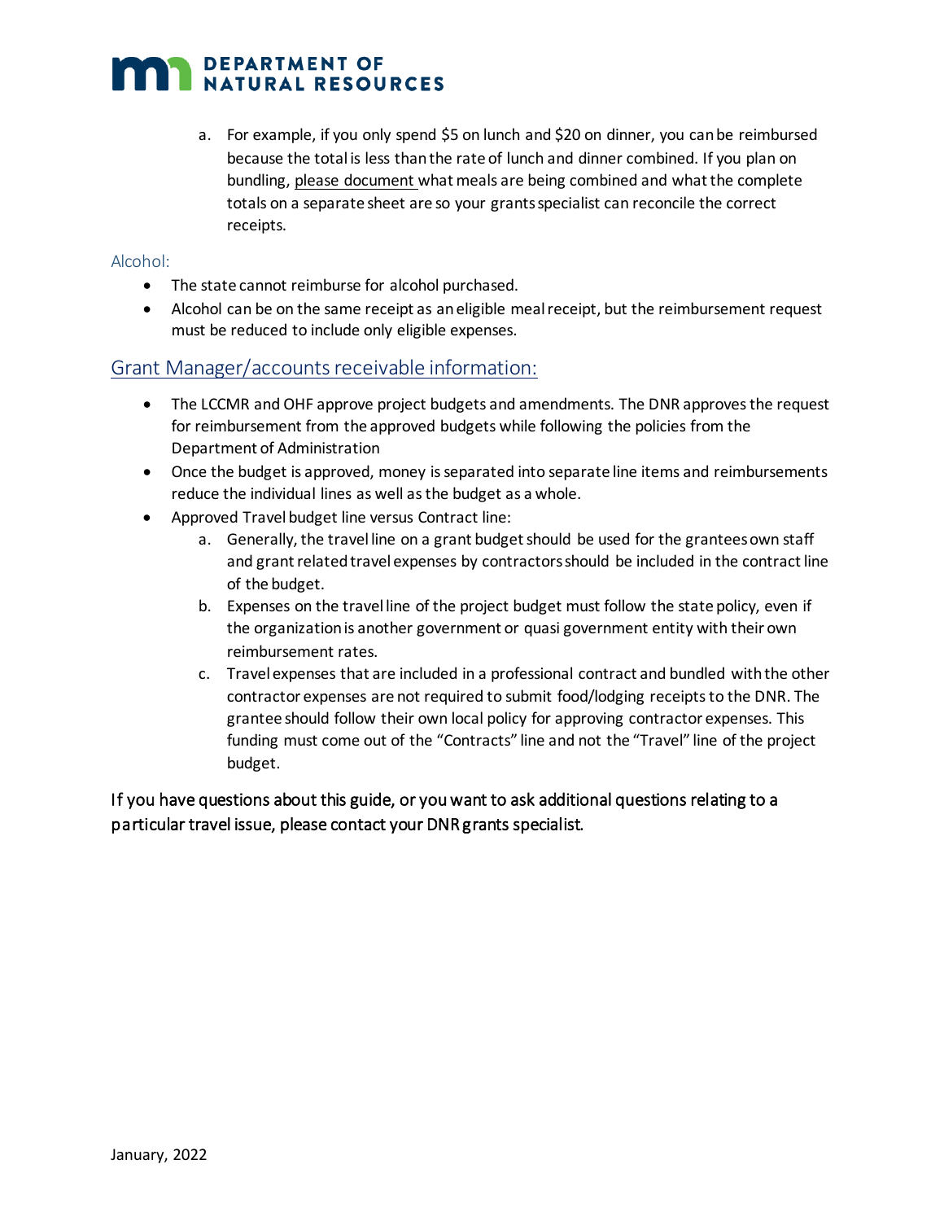a. For example, if you only spend $5 on lunch and $20 on dinner, you can be reimbursed because the total is less than the rate of lunch and dinner combined. If you plan on bundling, please document what meals are being combined and what the complete totals on a separate sheet are so your grants specialist can reconcile the correct receipts.

### Alcohol:

- The state cannot reimburse for alcohol purchased.
- Alcohol can be on the same receipt as an eligible meal receipt, but the reimbursement request must be reduced to include only eligible expenses.

## Grant Manager/accounts receivable information:

- The LCCMR and OHF approve project budgets and amendments. The DNR approves the request for reimbursement from the approved budgets while following the policies from the Department of Administration
- Once the budget is approved, money is separated into separate line items and reimbursements reduce the individual lines as well as the budget as a whole.
- Approved Travel budget line versus Contract line:
   a. Generally, the travel line on a grant budget should be used for the grantees own staff and grant related travel expenses by contractors should be included in the contract line of the budget.
   b. Expenses on the travel line of the project budget must follow the state policy, even if the organization is another government or quasi government entity with their own reimbursement rates.
   c. Travel expenses that are included in a professional contract and bundled with the other contractor expenses are not required to submit food/lodging receipts to the DNR. The grantee should follow their own local policy for approving contractor expenses. This funding must come out of the "Contracts" line and not the "Travel" line of the project budget.

If you have questions about this guide, or you want to ask additional questions relating to a particular travel issue, please contact your DNR grants specialist.

January, 2022